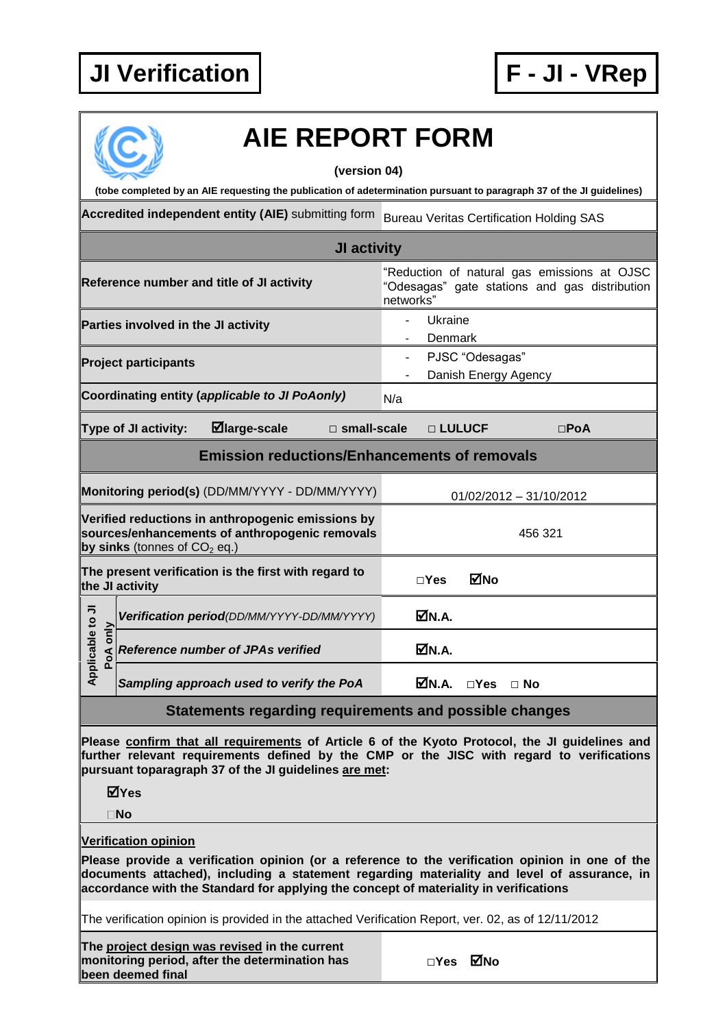**JI Verification** **F - JI - VRep**

# AIE REPORT FORM

**(version 04)**

**(tobe completed by an AIE requesting the publication of adetermination pursuant to paragraph 37 of the JI guidelines)**

| **Accredited independent entity (AIE)** submitting form | Bureau Veritas Certification Holding SAS |
|---|---|
| **JI activity** | |
| **Reference number and title of JI activity** | "Reduction of natural gas emissions at OJSC "Odesagas" gate stations and gas distribution networks" |
| **Parties involved in the JI activity** | - Ukraine<br>- Denmark |
| **Project participants** | - PJSC "Odesagas"<br>- Danish Energy Agency |
| **Coordinating entity (*applicable to JI PoAonly*)** | N/a |
| **Type of JI activity:** ☑**large-scale** □ **small-scale** □ **LULUCF** □**PoA** | |
| **Emission reductions/Enhancements of removals** | |
| **Monitoring period(s)** (DD/MM/YYYY - DD/MM/YYYY) | 01/02/2012 – 31/10/2012 |
| **Verified reductions in anthropogenic emissions by sources/enhancements of anthropogenic removals by sinks** (tonnes of $CO_2$ eq.) | 456 321 |
| **The present verification is the first with regard to the JI activity** | □**Yes** ☑**No** |
| *Applicable to JI PoA only* — ***Verification period****(DD/MM/YYYY-DD/MM/YYYY)* | ☑**N.A.** |
| *Applicable to JI PoA only* — ***Reference number of JPAs verified*** | ☑**N.A.** |
| *Applicable to JI PoA only* — ***Sampling approach used to verify the PoA*** | ☑**N.A.** □**Yes** □ **No** |

## Statements regarding requirements and possible changes

**Please confirm that all requirements of Article 6 of the Kyoto Protocol, the JI guidelines and further relevant requirements defined by the CMP or the JISC with regard to verifications pursuant toparagraph 37 of the JI guidelines are met:**

☑**Yes**

□**No**

**Verification opinion**

**Please provide a verification opinion (or a reference to the verification opinion in one of the documents attached), including a statement regarding materiality and level of assurance, in accordance with the Standard for applying the concept of materiality in verifications**

The verification opinion is provided in the attached Verification Report, ver. 02, as of 12/11/2012

| **The project design was revised in the current monitoring period, after the determination has been deemed final** | □**Yes** ☑**No** |
|---|---|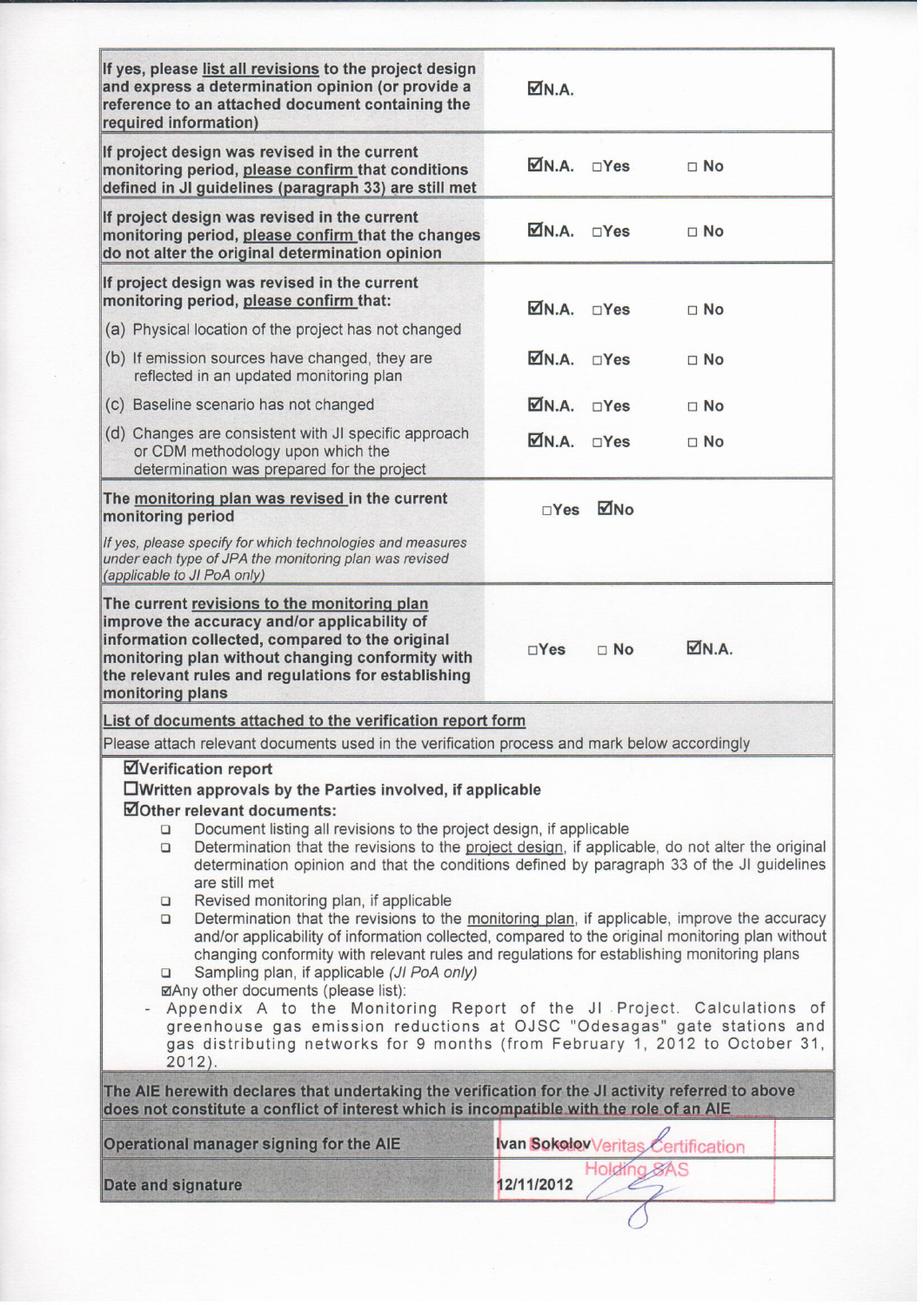| | | | |
|---|---|---|---|
| If yes, please list all revisions to the project design and express a determination opinion (or provide a reference to an attached document containing the required information) | ☑N.A. | | |
| If project design was revised in the current monitoring period, please confirm that conditions defined in JI guidelines (paragraph 33) are still met | ☑N.A. | ☐Yes | ☐ No |
| If project design was revised in the current monitoring period, please confirm that the changes do not alter the original determination opinion | ☑N.A. | ☐Yes | ☐ No |
| If project design was revised in the current monitoring period, please confirm that: (a) Physical location of the project has not changed | ☑N.A. | ☐Yes | ☐ No |
| (b) If emission sources have changed, they are reflected in an updated monitoring plan | ☑N.A. | ☐Yes | ☐ No |
| (c) Baseline scenario has not changed | ☑N.A. | ☐Yes | ☐ No |
| (d) Changes are consistent with JI specific approach or CDM methodology upon which the determination was prepared for the project | ☑N.A. | ☐Yes | ☐ No |
| The monitoring plan was revised in the current monitoring period *If yes, please specify for which technologies and measures under each type of JPA the monitoring plan was revised (applicable to JI PoA only)* | ☐Yes | ☑No | |
| The current revisions to the monitoring plan improve the accuracy and/or applicability of information collected, compared to the original monitoring plan without changing conformity with the relevant rules and regulations for establishing monitoring plans | ☐Yes | ☐ No | ☑N.A. |

**List of documents attached to the verification report form**

Please attach relevant documents used in the verification process and mark below accordingly

☑**Verification report**

☐**Written approvals by the Parties involved, if applicable**

☑**Other relevant documents:**

- ☐ Document listing all revisions to the project design, if applicable
- ☐ Determination that the revisions to the project design, if applicable, do not alter the original determination opinion and that the conditions defined by paragraph 33 of the JI guidelines are still met
- ☐ Revised monitoring plan, if applicable
- ☐ Determination that the revisions to the monitoring plan, if applicable, improve the accuracy and/or applicability of information collected, compared to the original monitoring plan without changing conformity with relevant rules and regulations for establishing monitoring plans
- ☐ Sampling plan, if applicable *(JI PoA only)*

☑Any other documents (please list):

- Appendix A to the Monitoring Report of the JI Project. Calculations of greenhouse gas emission reductions at OJSC "Odesagas" gate stations and gas distributing networks for 9 months (from February 1, 2012 to October 31, 2012).

**The AIE herewith declares that undertaking the verification for the JI activity referred to above does not constitute a conflict of interest which is incompatible with the role of an AIE**

| | |
|---|---|
| **Operational manager signing for the AIE** | **Ivan Sokolov** Veritas Certification Holding SAS |
| **Date and signature** | **12/11/2012** |